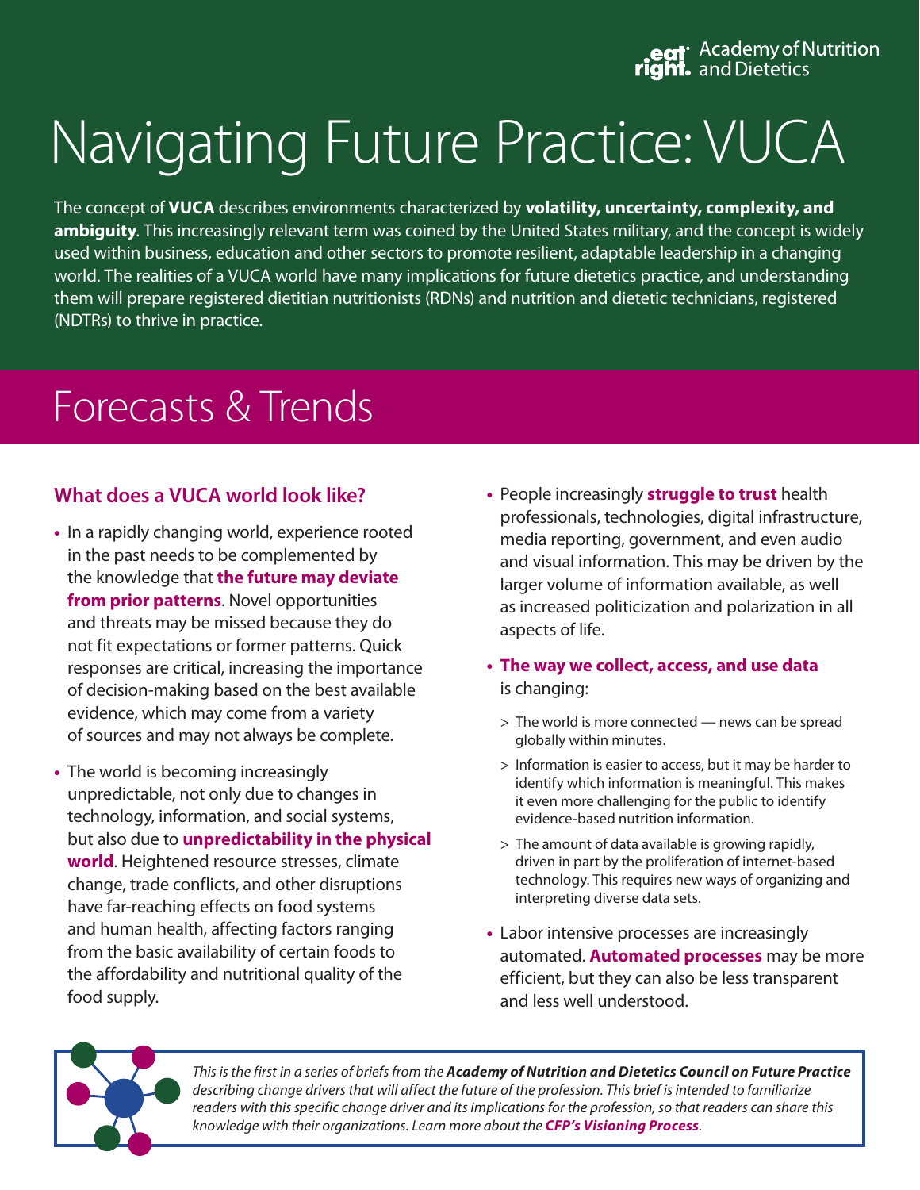Academy of Nutrition and Dietetics

# Navigating Future Practice: VUCA

The concept of **VUCA** describes environments characterized by **volatility, uncertainty, complexity, and ambiguity**. This increasingly relevant term was coined by the United States military, and the concept is widely used within business, education and other sectors to promote resilient, adaptable leadership in a changing world. The realities of a VUCA world have many implications for future dietetics practice, and understanding them will prepare registered dietitian nutritionists (RDNs) and nutrition and dietetic technicians, registered (NDTRs) to thrive in practice.

## Forecasts & Trends

### What does a VUCA world look like?

- In a rapidly changing world, experience rooted in the past needs to be complemented by the knowledge that **the future may deviate from prior patterns**. Novel opportunities and threats may be missed because they do not fit expectations or former patterns. Quick responses are critical, increasing the importance of decision-making based on the best available evidence, which may come from a variety of sources and may not always be complete.
- The world is becoming increasingly unpredictable, not only due to changes in technology, information, and social systems, but also due to **unpredictability in the physical world**. Heightened resource stresses, climate change, trade conflicts, and other disruptions have far-reaching effects on food systems and human health, affecting factors ranging from the basic availability of certain foods to the affordability and nutritional quality of the food supply.
- People increasingly **struggle to trust** health professionals, technologies, digital infrastructure, media reporting, government, and even audio and visual information. This may be driven by the larger volume of information available, as well as increased politicization and polarization in all aspects of life.
- **The way we collect, access, and use data** is changing:
  - The world is more connected — news can be spread globally within minutes.
  - Information is easier to access, but it may be harder to identify which information is meaningful. This makes it even more challenging for the public to identify evidence-based nutrition information.
  - The amount of data available is growing rapidly, driven in part by the proliferation of internet-based technology. This requires new ways of organizing and interpreting diverse data sets.
- Labor intensive processes are increasingly automated. **Automated processes** may be more efficient, but they can also be less transparent and less well understood.

*This is the first in a series of briefs from the **Academy of Nutrition and Dietetics Council on Future Practice** describing change drivers that will affect the future of the profession. This brief is intended to familiarize readers with this specific change driver and its implications for the profession, so that readers can share this knowledge with their organizations. Learn more about the **CFP's Visioning Process**.*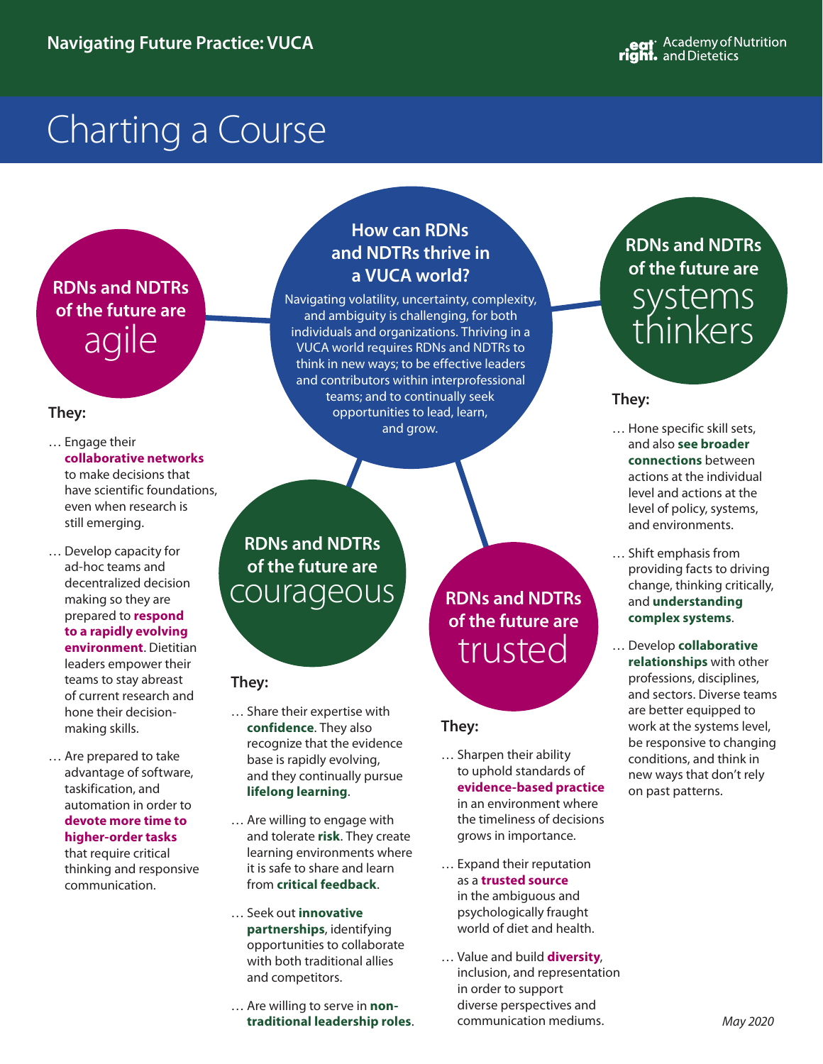Navigating Future Practice: VUCA

# Charting a Course

## How can RDNs and NDTRs thrive in a VUCA world?

Navigating volatility, uncertainty, complexity, and ambiguity is challenging, for both individuals and organizations. Thriving in a VUCA world requires RDNs and NDTRs to think in new ways; to be effective leaders and contributors within interprofessional teams; and to continually seek opportunities to lead, learn, and grow.

## RDNs and NDTRs of the future are agile

**They:**

- … Engage their **collaborative networks** to make decisions that have scientific foundations, even when research is still emerging.
- … Develop capacity for ad-hoc teams and decentralized decision making so they are prepared to **respond to a rapidly evolving environment**. Dietitian leaders empower their teams to stay abreast of current research and hone their decision-making skills.
- … Are prepared to take advantage of software, taskification, and automation in order to **devote more time to higher-order tasks** that require critical thinking and responsive communication.

## RDNs and NDTRs of the future are courageous

**They:**

- … Share their expertise with **confidence**. They also recognize that the evidence base is rapidly evolving, and they continually pursue **lifelong learning**.
- … Are willing to engage with and tolerate **risk**. They create learning environments where it is safe to share and learn from **critical feedback**.
- … Seek out **innovative partnerships**, identifying opportunities to collaborate with both traditional allies and competitors.
- … Are willing to serve in **non-traditional leadership roles**.

## RDNs and NDTRs of the future are trusted

**They:**

- … Sharpen their ability to uphold standards of **evidence-based practice** in an environment where the timeliness of decisions grows in importance.
- … Expand their reputation as a **trusted source** in the ambiguous and psychologically fraught world of diet and health.
- … Value and build **diversity**, inclusion, and representation in order to support diverse perspectives and communication mediums.

## RDNs and NDTRs of the future are systems thinkers

**They:**

- … Hone specific skill sets, and also **see broader connections** between actions at the individual level and actions at the level of policy, systems, and environments.
- … Shift emphasis from providing facts to driving change, thinking critically, and **understanding complex systems**.
- … Develop **collaborative relationships** with other professions, disciplines, and sectors. Diverse teams are better equipped to work at the systems level, be responsive to changing conditions, and think in new ways that don't rely on past patterns.

*May 2020*